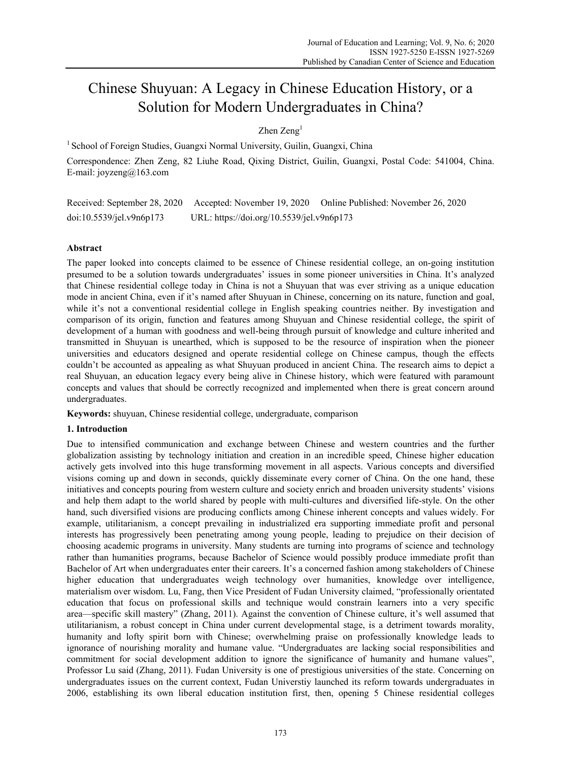# Chinese Shuyuan: A Legacy in Chinese Education History, or a Solution for Modern Undergraduates in China?

Zhen Zeng[1]

[1] School of Foreign Studies, Guangxi Normal University, Guilin, Guangxi, China

Correspondence: Zhen Zeng, 82 Liuhe Road, Qixing District, Guilin, Guangxi, Postal Code: 541004, China. E-mail: joyzeng@163.com

Received: September 28, 2020 Accepted: November 19, 2020 Online Published: November 26, 2020

doi:10.5539/jel.v9n6p173 URL: https://doi.org/10.5539/jel.v9n6p173

## Abstract

The paper looked into concepts claimed to be essence of Chinese residential college, an on-going institution presumed to be a solution towards undergraduates' issues in some pioneer universities in China. It's analyzed that Chinese residential college today in China is not a Shuyuan that was ever striving as a unique education mode in ancient China, even if it's named after Shuyuan in Chinese, concerning on its nature, function and goal, while it's not a conventional residential college in English speaking countries neither. By investigation and comparison of its origin, function and features among Shuyuan and Chinese residential college, the spirit of development of a human with goodness and well-being through pursuit of knowledge and culture inherited and transmitted in Shuyuan is unearthed, which is supposed to be the resource of inspiration when the pioneer universities and educators designed and operate residential college on Chinese campus, though the effects couldn't be accounted as appealing as what Shuyuan produced in ancient China. The research aims to depict a real Shuyuan, an education legacy every being alive in Chinese history, which were featured with paramount concepts and values that should be correctly recognized and implemented when there is great concern around undergraduates.

**Keywords:** shuyuan, Chinese residential college, undergraduate, comparison

## 1. Introduction

Due to intensified communication and exchange between Chinese and western countries and the further globalization assisting by technology initiation and creation in an incredible speed, Chinese higher education actively gets involved into this huge transforming movement in all aspects. Various concepts and diversified visions coming up and down in seconds, quickly disseminate every corner of China. On the one hand, these initiatives and concepts pouring from western culture and society enrich and broaden university students' visions and help them adapt to the world shared by people with multi-cultures and diversified life-style. On the other hand, such diversified visions are producing conflicts among Chinese inherent concepts and values widely. For example, utilitarianism, a concept prevailing in industrialized era supporting immediate profit and personal interests has progressively been penetrating among young people, leading to prejudice on their decision of choosing academic programs in university. Many students are turning into programs of science and technology rather than humanities programs, because Bachelor of Science would possibly produce immediate profit than Bachelor of Art when undergraduates enter their careers. It's a concerned fashion among stakeholders of Chinese higher education that undergraduates weigh technology over humanities, knowledge over intelligence, materialism over wisdom. Lu, Fang, then Vice President of Fudan University claimed, "professionally orientated education that focus on professional skills and technique would constrain learners into a very specific area—specific skill mastery" (Zhang, 2011). Against the convention of Chinese culture, it's well assumed that utilitarianism, a robust concept in China under current developmental stage, is a detriment towards morality, humanity and lofty spirit born with Chinese; overwhelming praise on professionally knowledge leads to ignorance of nourishing morality and humane value. "Undergraduates are lacking social responsibilities and commitment for social development addition to ignore the significance of humanity and humane values", Professor Lu said (Zhang, 2011). Fudan University is one of prestigious universities of the state. Concerning on undergraduates issues on the current context, Fudan Universtiy launched its reform towards undergraduates in 2006, establishing its own liberal education institution first, then, opening 5 Chinese residential colleges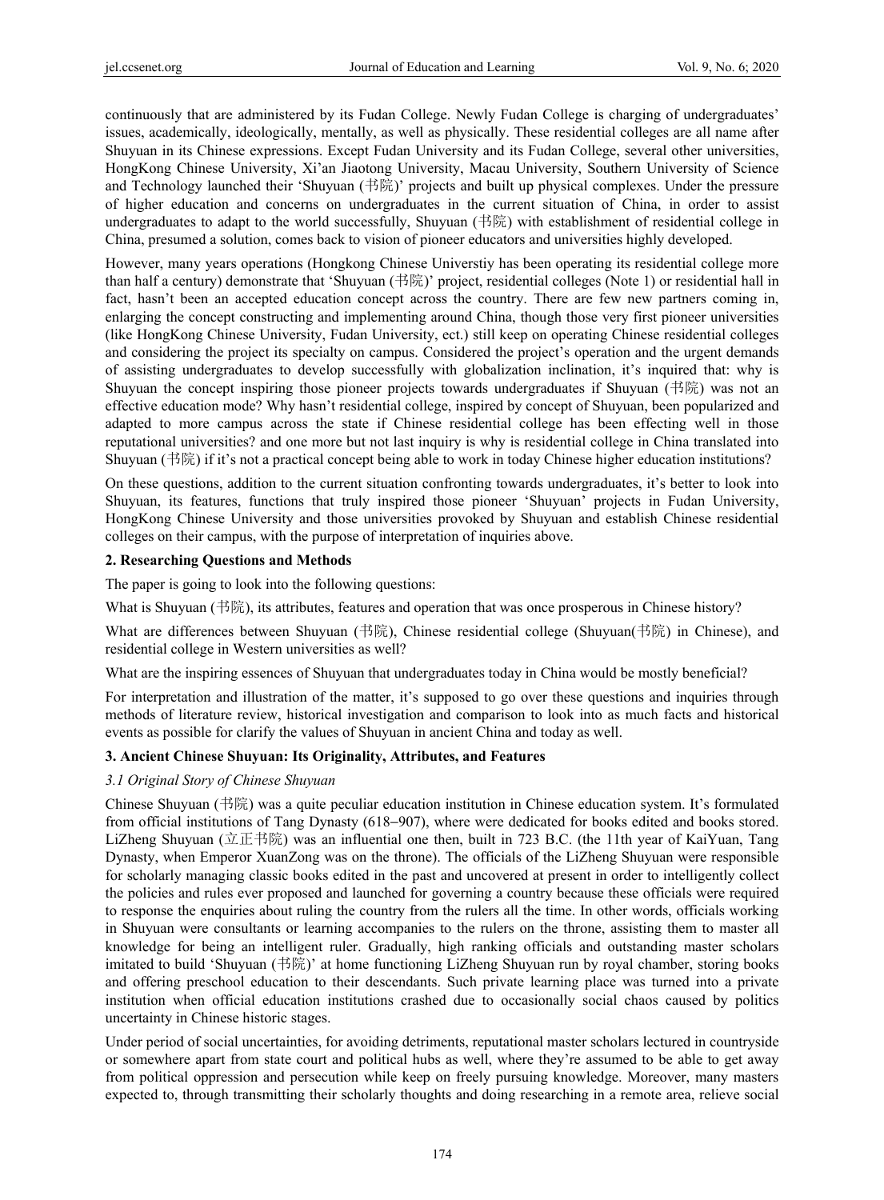continuously that are administered by its Fudan College. Newly Fudan College is charging of undergraduates' issues, academically, ideologically, mentally, as well as physically. These residential colleges are all name after Shuyuan in its Chinese expressions. Except Fudan University and its Fudan College, several other universities, HongKong Chinese University, Xi'an Jiaotong University, Macau University, Southern University of Science and Technology launched their 'Shuyuan (书院)' projects and built up physical complexes. Under the pressure of higher education and concerns on undergraduates in the current situation of China, in order to assist undergraduates to adapt to the world successfully, Shuyuan (书院) with establishment of residential college in China, presumed a solution, comes back to vision of pioneer educators and universities highly developed.

However, many years operations (Hongkong Chinese Universtiy has been operating its residential college more than half a century) demonstrate that 'Shuyuan (书院)' project, residential colleges (Note 1) or residential hall in fact, hasn't been an accepted education concept across the country. There are few new partners coming in, enlarging the concept constructing and implementing around China, though those very first pioneer universities (like HongKong Chinese University, Fudan University, ect.) still keep on operating Chinese residential colleges and considering the project its specialty on campus. Considered the project's operation and the urgent demands of assisting undergraduates to develop successfully with globalization inclination, it's inquired that: why is Shuyuan the concept inspiring those pioneer projects towards undergraduates if Shuyuan (书院) was not an effective education mode? Why hasn't residential college, inspired by concept of Shuyuan, been popularized and adapted to more campus across the state if Chinese residential college has been effecting well in those reputational universities? and one more but not last inquiry is why is residential college in China translated into Shuyuan (书院) if it's not a practical concept being able to work in today Chinese higher education institutions?

On these questions, addition to the current situation confronting towards undergraduates, it's better to look into Shuyuan, its features, functions that truly inspired those pioneer 'Shuyuan' projects in Fudan University, HongKong Chinese University and those universities provoked by Shuyuan and establish Chinese residential colleges on their campus, with the purpose of interpretation of inquiries above.

## 2. Researching Questions and Methods

The paper is going to look into the following questions:

What is Shuyuan (书院), its attributes, features and operation that was once prosperous in Chinese history?

What are differences between Shuyuan (书院), Chinese residential college (Shuyuan(书院) in Chinese), and residential college in Western universities as well?

What are the inspiring essences of Shuyuan that undergraduates today in China would be mostly beneficial?

For interpretation and illustration of the matter, it's supposed to go over these questions and inquiries through methods of literature review, historical investigation and comparison to look into as much facts and historical events as possible for clarify the values of Shuyuan in ancient China and today as well.

## 3. Ancient Chinese Shuyuan: Its Originality, Attributes, and Features

### *3.1 Original Story of Chinese Shuyuan*

Chinese Shuyuan (书院) was a quite peculiar education institution in Chinese education system. It's formulated from official institutions of Tang Dynasty (618–907), where were dedicated for books edited and books stored. LiZheng Shuyuan (立正书院) was an influential one then, built in 723 B.C. (the 11th year of KaiYuan, Tang Dynasty, when Emperor XuanZong was on the throne). The officials of the LiZheng Shuyuan were responsible for scholarly managing classic books edited in the past and uncovered at present in order to intelligently collect the policies and rules ever proposed and launched for governing a country because these officials were required to response the enquiries about ruling the country from the rulers all the time. In other words, officials working in Shuyuan were consultants or learning accompanies to the rulers on the throne, assisting them to master all knowledge for being an intelligent ruler. Gradually, high ranking officials and outstanding master scholars imitated to build 'Shuyuan (书院)' at home functioning LiZheng Shuyuan run by royal chamber, storing books and offering preschool education to their descendants. Such private learning place was turned into a private institution when official education institutions crashed due to occasionally social chaos caused by politics uncertainty in Chinese historic stages.

Under period of social uncertainties, for avoiding detriments, reputational master scholars lectured in countryside or somewhere apart from state court and political hubs as well, where they're assumed to be able to get away from political oppression and persecution while keep on freely pursuing knowledge. Moreover, many masters expected to, through transmitting their scholarly thoughts and doing researching in a remote area, relieve social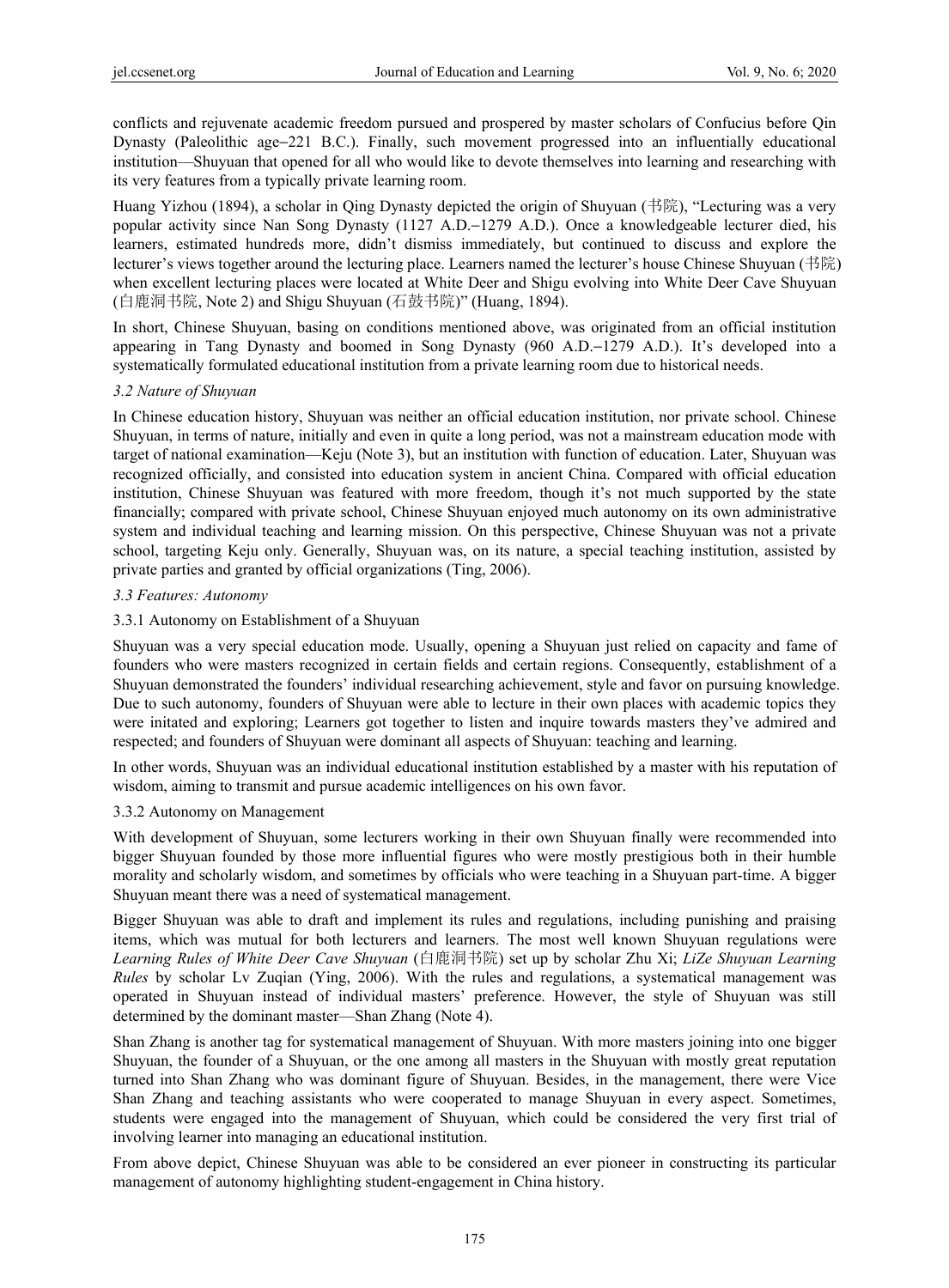conflicts and rejuvenate academic freedom pursued and prospered by master scholars of Confucius before Qin Dynasty (Paleolithic age‒221 B.C.). Finally, such movement progressed into an influentially educational institution—Shuyuan that opened for all who would like to devote themselves into learning and researching with its very features from a typically private learning room.

Huang Yizhou (1894), a scholar in Qing Dynasty depicted the origin of Shuyuan (书院), "Lecturing was a very popular activity since Nan Song Dynasty (1127 A.D.‒1279 A.D.). Once a knowledgeable lecturer died, his learners, estimated hundreds more, didn't dismiss immediately, but continued to discuss and explore the lecturer's views together around the lecturing place. Learners named the lecturer's house Chinese Shuyuan (书院) when excellent lecturing places were located at White Deer and Shigu evolving into White Deer Cave Shuyuan (白鹿洞书院, Note 2) and Shigu Shuyuan (石鼓书院)" (Huang, 1894).

In short, Chinese Shuyuan, basing on conditions mentioned above, was originated from an official institution appearing in Tang Dynasty and boomed in Song Dynasty (960 A.D.‒1279 A.D.). It's developed into a systematically formulated educational institution from a private learning room due to historical needs.

### *3.2 Nature of Shuyuan*

In Chinese education history, Shuyuan was neither an official education institution, nor private school. Chinese Shuyuan, in terms of nature, initially and even in quite a long period, was not a mainstream education mode with target of national examination—Keju (Note 3), but an institution with function of education. Later, Shuyuan was recognized officially, and consisted into education system in ancient China. Compared with official education institution, Chinese Shuyuan was featured with more freedom, though it's not much supported by the state financially; compared with private school, Chinese Shuyuan enjoyed much autonomy on its own administrative system and individual teaching and learning mission. On this perspective, Chinese Shuyuan was not a private school, targeting Keju only. Generally, Shuyuan was, on its nature, a special teaching institution, assisted by private parties and granted by official organizations (Ting, 2006).

### *3.3 Features: Autonomy*

#### 3.3.1 Autonomy on Establishment of a Shuyuan

Shuyuan was a very special education mode. Usually, opening a Shuyuan just relied on capacity and fame of founders who were masters recognized in certain fields and certain regions. Consequently, establishment of a Shuyuan demonstrated the founders' individual researching achievement, style and favor on pursuing knowledge. Due to such autonomy, founders of Shuyuan were able to lecture in their own places with academic topics they were initated and exploring; Learners got together to listen and inquire towards masters they've admired and respected; and founders of Shuyuan were dominant all aspects of Shuyuan: teaching and learning.

In other words, Shuyuan was an individual educational institution established by a master with his reputation of wisdom, aiming to transmit and pursue academic intelligences on his own favor.

#### 3.3.2 Autonomy on Management

With development of Shuyuan, some lecturers working in their own Shuyuan finally were recommended into bigger Shuyuan founded by those more influential figures who were mostly prestigious both in their humble morality and scholarly wisdom, and sometimes by officials who were teaching in a Shuyuan part-time. A bigger Shuyuan meant there was a need of systematical management.

Bigger Shuyuan was able to draft and implement its rules and regulations, including punishing and praising items, which was mutual for both lecturers and learners. The most well known Shuyuan regulations were *Learning Rules of White Deer Cave Shuyuan* (白鹿洞书院) set up by scholar Zhu Xi; *LiZe Shuyuan Learning Rules* by scholar Lv Zuqian (Ying, 2006). With the rules and regulations, a systematical management was operated in Shuyuan instead of individual masters' preference. However, the style of Shuyuan was still determined by the dominant master—Shan Zhang (Note 4).

Shan Zhang is another tag for systematical management of Shuyuan. With more masters joining into one bigger Shuyuan, the founder of a Shuyuan, or the one among all masters in the Shuyuan with mostly great reputation turned into Shan Zhang who was dominant figure of Shuyuan. Besides, in the management, there were Vice Shan Zhang and teaching assistants who were cooperated to manage Shuyuan in every aspect. Sometimes, students were engaged into the management of Shuyuan, which could be considered the very first trial of involving learner into managing an educational institution.

From above depict, Chinese Shuyuan was able to be considered an ever pioneer in constructing its particular management of autonomy highlighting student-engagement in China history.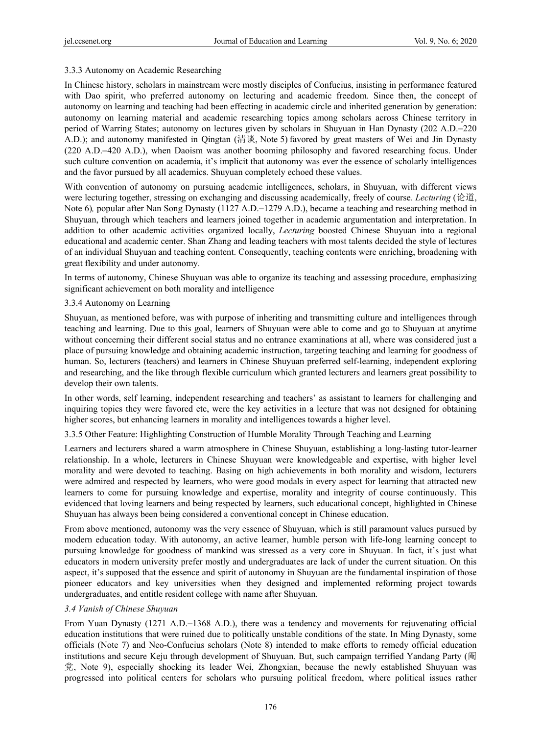3.3.3 Autonomy on Academic Researching

In Chinese history, scholars in mainstream were mostly disciples of Confucius, insisting in performance featured with Dao spirit, who preferred autonomy on lecturing and academic freedom. Since then, the concept of autonomy on learning and teaching had been effecting in academic circle and inherited generation by generation: autonomy on learning material and academic researching topics among scholars across Chinese territory in period of Warring States; autonomy on lectures given by scholars in Shuyuan in Han Dynasty (202 A.D.–220 A.D.); and autonomy manifested in Qingtan (清谈, Note 5) favored by great masters of Wei and Jin Dynasty (220 A.D.–420 A.D.), when Daoism was another booming philosophy and favored researching focus. Under such culture convention on academia, it's implicit that autonomy was ever the essence of scholarly intelligences and the favor pursued by all academics. Shuyuan completely echoed these values.

With convention of autonomy on pursuing academic intelligences, scholars, in Shuyuan, with different views were lecturing together, stressing on exchanging and discussing academically, freely of course. *Lecturing* (论道, Note 6), popular after Nan Song Dynasty (1127 A.D.–1279 A.D.), became a teaching and researching method in Shuyuan, through which teachers and learners joined together in academic argumentation and interpretation. In addition to other academic activities organized locally, *Lecturing* boosted Chinese Shuyuan into a regional educational and academic center. Shan Zhang and leading teachers with most talents decided the style of lectures of an individual Shuyuan and teaching content. Consequently, teaching contents were enriching, broadening with great flexibility and under autonomy.

In terms of autonomy, Chinese Shuyuan was able to organize its teaching and assessing procedure, emphasizing significant achievement on both morality and intelligence

3.3.4 Autonomy on Learning

Shuyuan, as mentioned before, was with purpose of inheriting and transmitting culture and intelligences through teaching and learning. Due to this goal, learners of Shuyuan were able to come and go to Shuyuan at anytime without concerning their different social status and no entrance examinations at all, where was considered just a place of pursuing knowledge and obtaining academic instruction, targeting teaching and learning for goodness of human. So, lecturers (teachers) and learners in Chinese Shuyuan preferred self-learning, independent exploring and researching, and the like through flexible curriculum which granted lecturers and learners great possibility to develop their own talents.

In other words, self learning, independent researching and teachers' as assistant to learners for challenging and inquiring topics they were favored etc, were the key activities in a lecture that was not designed for obtaining higher scores, but enhancing learners in morality and intelligences towards a higher level.

3.3.5 Other Feature: Highlighting Construction of Humble Morality Through Teaching and Learning

Learners and lecturers shared a warm atmosphere in Chinese Shuyuan, establishing a long-lasting tutor-learner relationship. In a whole, lecturers in Chinese Shuyuan were knowledgeable and expertise, with higher level morality and were devoted to teaching. Basing on high achievements in both morality and wisdom, lecturers were admired and respected by learners, who were good modals in every aspect for learning that attracted new learners to come for pursuing knowledge and expertise, morality and integrity of course continuously. This evidenced that loving learners and being respected by learners, such educational concept, highlighted in Chinese Shuyuan has always been being considered a conventional concept in Chinese education.

From above mentioned, autonomy was the very essence of Shuyuan, which is still paramount values pursued by modern education today. With autonomy, an active learner, humble person with life-long learning concept to pursuing knowledge for goodness of mankind was stressed as a very core in Shuyuan. In fact, it's just what educators in modern university prefer mostly and undergraduates are lack of under the current situation. On this aspect, it's supposed that the essence and spirit of autonomy in Shuyuan are the fundamental inspiration of those pioneer educators and key universities when they designed and implemented reforming project towards undergraduates, and entitle resident college with name after Shuyuan.

### *3.4 Vanish of Chinese Shuyuan*

From Yuan Dynasty (1271 A.D.–1368 A.D.), there was a tendency and movements for rejuvenating official education institutions that were ruined due to politically unstable conditions of the state. In Ming Dynasty, some officials (Note 7) and Neo-Confucius scholars (Note 8) intended to make efforts to remedy official education institutions and secure Keju through development of Shuyuan. But, such campaign terrified Yandang Party (阉党, Note 9), especially shocking its leader Wei, Zhongxian, because the newly established Shuyuan was progressed into political centers for scholars who pursuing political freedom, where political issues rather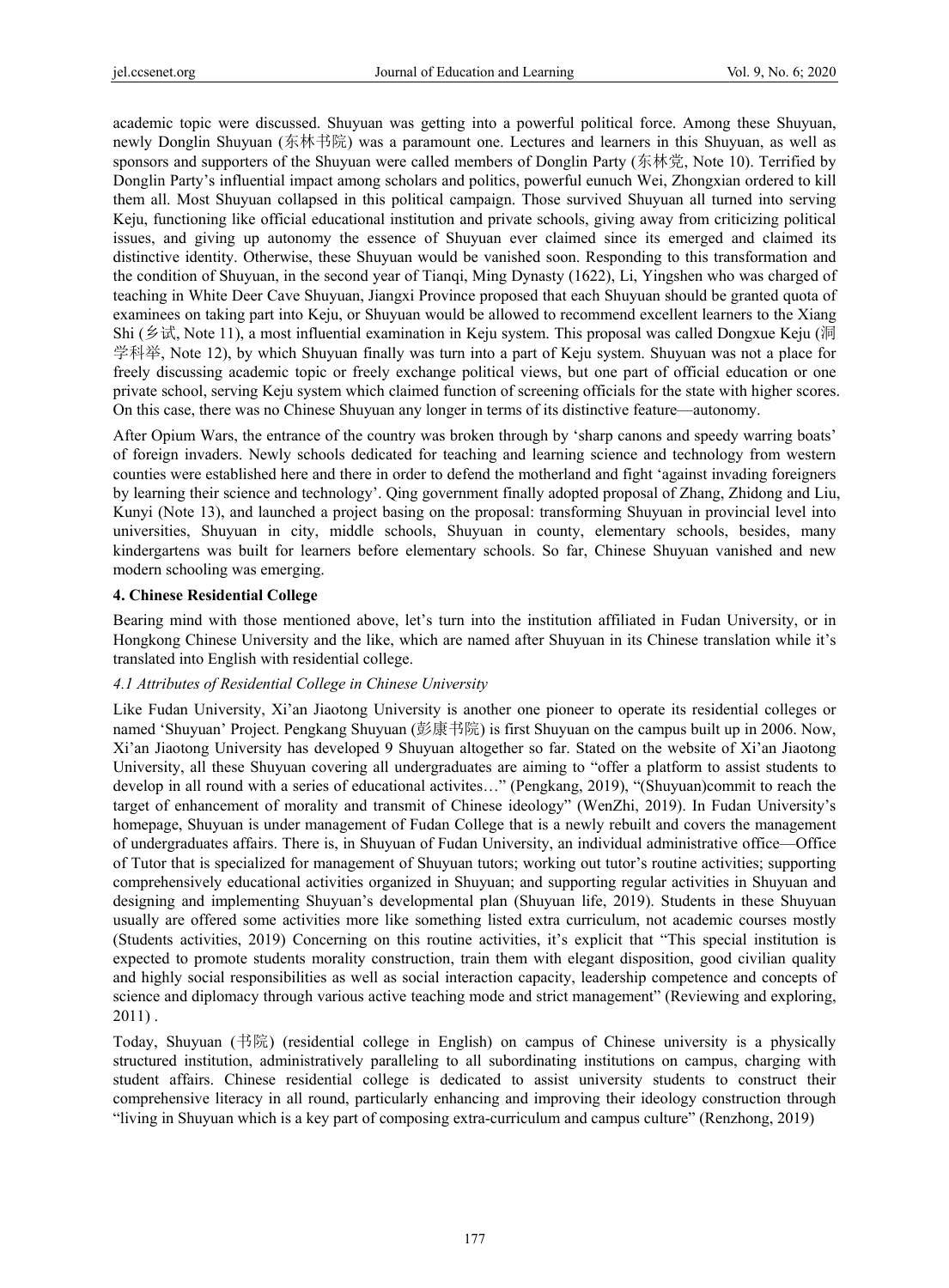academic topic were discussed. Shuyuan was getting into a powerful political force. Among these Shuyuan, newly Donglin Shuyuan (东林书院) was a paramount one. Lectures and learners in this Shuyuan, as well as sponsors and supporters of the Shuyuan were called members of Donglin Party (东林党, Note 10). Terrified by Donglin Party's influential impact among scholars and politics, powerful eunuch Wei, Zhongxian ordered to kill them all. Most Shuyuan collapsed in this political campaign. Those survived Shuyuan all turned into serving Keju, functioning like official educational institution and private schools, giving away from criticizing political issues, and giving up autonomy the essence of Shuyuan ever claimed since its emerged and claimed its distinctive identity. Otherwise, these Shuyuan would be vanished soon. Responding to this transformation and the condition of Shuyuan, in the second year of Tianqi, Ming Dynasty (1622), Li, Yingshen who was charged of teaching in White Deer Cave Shuyuan, Jiangxi Province proposed that each Shuyuan should be granted quota of examinees on taking part into Keju, or Shuyuan would be allowed to recommend excellent learners to the Xiang Shi (乡试, Note 11), a most influential examination in Keju system. This proposal was called Dongxue Keju (洞学科举, Note 12), by which Shuyuan finally was turn into a part of Keju system. Shuyuan was not a place for freely discussing academic topic or freely exchange political views, but one part of official education or one private school, serving Keju system which claimed function of screening officials for the state with higher scores. On this case, there was no Chinese Shuyuan any longer in terms of its distinctive feature—autonomy.

After Opium Wars, the entrance of the country was broken through by 'sharp canons and speedy warring boats' of foreign invaders. Newly schools dedicated for teaching and learning science and technology from western counties were established here and there in order to defend the motherland and fight 'against invading foreigners by learning their science and technology'. Qing government finally adopted proposal of Zhang, Zhidong and Liu, Kunyi (Note 13), and launched a project basing on the proposal: transforming Shuyuan in provincial level into universities, Shuyuan in city, middle schools, Shuyuan in county, elementary schools, besides, many kindergartens was built for learners before elementary schools. So far, Chinese Shuyuan vanished and new modern schooling was emerging.

## 4. Chinese Residential College

Bearing mind with those mentioned above, let's turn into the institution affiliated in Fudan University, or in Hongkong Chinese University and the like, which are named after Shuyuan in its Chinese translation while it's translated into English with residential college.

### *4.1 Attributes of Residential College in Chinese University*

Like Fudan University, Xi'an Jiaotong University is another one pioneer to operate its residential colleges or named 'Shuyuan' Project. Pengkang Shuyuan (彭康书院) is first Shuyuan on the campus built up in 2006. Now, Xi'an Jiaotong University has developed 9 Shuyuan altogether so far. Stated on the website of Xi'an Jiaotong University, all these Shuyuan covering all undergraduates are aiming to "offer a platform to assist students to develop in all round with a series of educational activites…" (Pengkang, 2019), "(Shuyuan)commit to reach the target of enhancement of morality and transmit of Chinese ideology" (WenZhi, 2019). In Fudan University's homepage, Shuyuan is under management of Fudan College that is a newly rebuilt and covers the management of undergraduates affairs. There is, in Shuyuan of Fudan University, an individual administrative office—Office of Tutor that is specialized for management of Shuyuan tutors; working out tutor's routine activities; supporting comprehensively educational activities organized in Shuyuan; and supporting regular activities in Shuyuan and designing and implementing Shuyuan's developmental plan (Shuyuan life, 2019). Students in these Shuyuan usually are offered some activities more like something listed extra curriculum, not academic courses mostly (Students activities, 2019) Concerning on this routine activities, it's explicit that "This special institution is expected to promote students morality construction, train them with elegant disposition, good civilian quality and highly social responsibilities as well as social interaction capacity, leadership competence and concepts of science and diplomacy through various active teaching mode and strict management" (Reviewing and exploring, 2011) .

Today, Shuyuan (书院) (residential college in English) on campus of Chinese university is a physically structured institution, administratively paralleling to all subordinating institutions on campus, charging with student affairs. Chinese residential college is dedicated to assist university students to construct their comprehensive literacy in all round, particularly enhancing and improving their ideology construction through "living in Shuyuan which is a key part of composing extra-curriculum and campus culture" (Renzhong, 2019)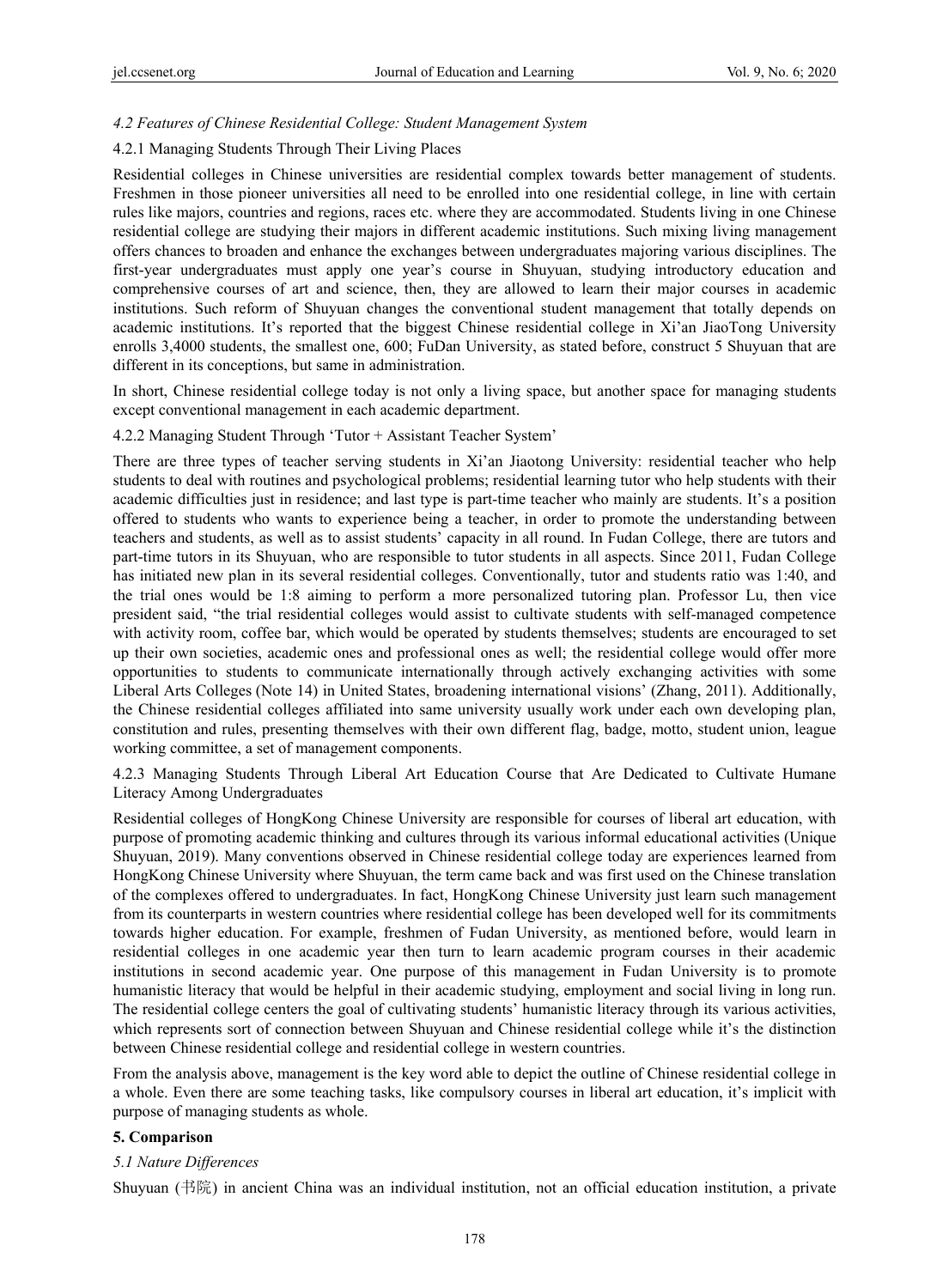### *4.2 Features of Chinese Residential College: Student Management System*

#### 4.2.1 Managing Students Through Their Living Places

Residential colleges in Chinese universities are residential complex towards better management of students. Freshmen in those pioneer universities all need to be enrolled into one residential college, in line with certain rules like majors, countries and regions, races etc. where they are accommodated. Students living in one Chinese residential college are studying their majors in different academic institutions. Such mixing living management offers chances to broaden and enhance the exchanges between undergraduates majoring various disciplines. The first-year undergraduates must apply one year's course in Shuyuan, studying introductory education and comprehensive courses of art and science, then, they are allowed to learn their major courses in academic institutions. Such reform of Shuyuan changes the conventional student management that totally depends on academic institutions. It's reported that the biggest Chinese residential college in Xi'an JiaoTong University enrolls 3,4000 students, the smallest one, 600; FuDan University, as stated before, construct 5 Shuyuan that are different in its conceptions, but same in administration.

In short, Chinese residential college today is not only a living space, but another space for managing students except conventional management in each academic department.

#### 4.2.2 Managing Student Through 'Tutor + Assistant Teacher System'

There are three types of teacher serving students in Xi'an Jiaotong University: residential teacher who help students to deal with routines and psychological problems; residential learning tutor who help students with their academic difficulties just in residence; and last type is part-time teacher who mainly are students. It's a position offered to students who wants to experience being a teacher, in order to promote the understanding between teachers and students, as well as to assist students' capacity in all round. In Fudan College, there are tutors and part-time tutors in its Shuyuan, who are responsible to tutor students in all aspects. Since 2011, Fudan College has initiated new plan in its several residential colleges. Conventionally, tutor and students ratio was 1:40, and the trial ones would be 1:8 aiming to perform a more personalized tutoring plan. Professor Lu, then vice president said, "the trial residential colleges would assist to cultivate students with self-managed competence with activity room, coffee bar, which would be operated by students themselves; students are encouraged to set up their own societies, academic ones and professional ones as well; the residential college would offer more opportunities to students to communicate internationally through actively exchanging activities with some Liberal Arts Colleges (Note 14) in United States, broadening international visions' (Zhang, 2011). Additionally, the Chinese residential colleges affiliated into same university usually work under each own developing plan, constitution and rules, presenting themselves with their own different flag, badge, motto, student union, league working committee, a set of management components.

#### 4.2.3 Managing Students Through Liberal Art Education Course that Are Dedicated to Cultivate Humane Literacy Among Undergraduates

Residential colleges of HongKong Chinese University are responsible for courses of liberal art education, with purpose of promoting academic thinking and cultures through its various informal educational activities (Unique Shuyuan, 2019). Many conventions observed in Chinese residential college today are experiences learned from HongKong Chinese University where Shuyuan, the term came back and was first used on the Chinese translation of the complexes offered to undergraduates. In fact, HongKong Chinese University just learn such management from its counterparts in western countries where residential college has been developed well for its commitments towards higher education. For example, freshmen of Fudan University, as mentioned before, would learn in residential colleges in one academic year then turn to learn academic program courses in their academic institutions in second academic year. One purpose of this management in Fudan University is to promote humanistic literacy that would be helpful in their academic studying, employment and social living in long run. The residential college centers the goal of cultivating students' humanistic literacy through its various activities, which represents sort of connection between Shuyuan and Chinese residential college while it's the distinction between Chinese residential college and residential college in western countries.

From the analysis above, management is the key word able to depict the outline of Chinese residential college in a whole. Even there are some teaching tasks, like compulsory courses in liberal art education, it's implicit with purpose of managing students as whole.

## 5. Comparison

### *5.1 Nature Differences*

Shuyuan (书院) in ancient China was an individual institution, not an official education institution, a private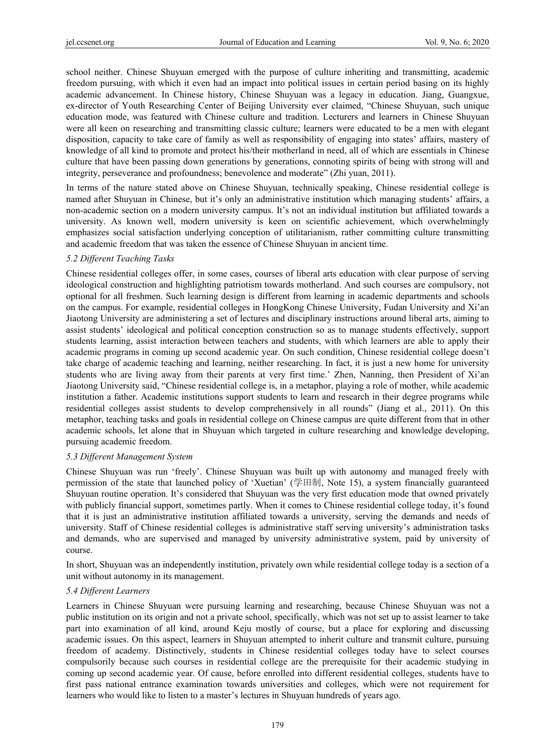school neither. Chinese Shuyuan emerged with the purpose of culture inheriting and transmitting, academic freedom pursuing, with which it even had an impact into political issues in certain period basing on its highly academic advancement. In Chinese history, Chinese Shuyuan was a legacy in education. Jiang, Guangxue, ex-director of Youth Researching Center of Beijing University ever claimed, "Chinese Shuyuan, such unique education mode, was featured with Chinese culture and tradition. Lecturers and learners in Chinese Shuyuan were all keen on researching and transmitting classic culture; learners were educated to be a men with elegant disposition, capacity to take care of family as well as responsibility of engaging into states' affairs, mastery of knowledge of all kind to promote and protect his/their motherland in need, all of which are essentials in Chinese culture that have been passing down generations by generations, connoting spirits of being with strong will and integrity, perseverance and profoundness; benevolence and moderate" (Zhi yuan, 2011).

In terms of the nature stated above on Chinese Shuyuan, technically speaking, Chinese residential college is named after Shuyuan in Chinese, but it's only an administrative institution which managing students' affairs, a non-academic section on a modern university campus. It's not an individual institution but affiliated towards a university. As known well, modern university is keen on scientific achievement, which overwhelmingly emphasizes social satisfaction underlying conception of utilitarianism, rather committing culture transmitting and academic freedom that was taken the essence of Chinese Shuyuan in ancient time.

### *5.2 Different Teaching Tasks*

Chinese residential colleges offer, in some cases, courses of liberal arts education with clear purpose of serving ideological construction and highlighting patriotism towards motherland. And such courses are compulsory, not optional for all freshmen. Such learning design is different from learning in academic departments and schools on the campus. For example, residential colleges in HongKong Chinese University, Fudan University and Xi'an Jiaotong University are administering a set of lectures and disciplinary instructions around liberal arts, aiming to assist students' ideological and political conception construction so as to manage students effectively, support students learning, assist interaction between teachers and students, with which learners are able to apply their academic programs in coming up second academic year. On such condition, Chinese residential college doesn't take charge of academic teaching and learning, neither researching. In fact, it is just a new home for university students who are living away from their parents at very first time.' Zhen, Nanning, then President of Xi'an Jiaotong University said, "Chinese residential college is, in a metaphor, playing a role of mother, while academic institution a father. Academic institutions support students to learn and research in their degree programs while residential colleges assist students to develop comprehensively in all rounds" (Jiang et al., 2011). On this metaphor, teaching tasks and goals in residential college on Chinese campus are quite different from that in other academic schools, let alone that in Shuyuan which targeted in culture researching and knowledge developing, pursuing academic freedom.

### *5.3 Different Management System*

Chinese Shuyuan was run 'freely'. Chinese Shuyuan was built up with autonomy and managed freely with permission of the state that launched policy of 'Xuetian' (学田制, Note 15), a system financially guaranteed Shuyuan routine operation. It's considered that Shuyuan was the very first education mode that owned privately with publicly financial support, sometimes partly. When it comes to Chinese residential college today, it's found that it is just an administrative institution affiliated towards a university, serving the demands and needs of university. Staff of Chinese residential colleges is administrative staff serving university's administration tasks and demands, who are supervised and managed by university administrative system, paid by university of course.

In short, Shuyuan was an independently institution, privately own while residential college today is a section of a unit without autonomy in its management.

### *5.4 Different Learners*

Learners in Chinese Shuyuan were pursuing learning and researching, because Chinese Shuyuan was not a public institution on its origin and not a private school, specifically, which was not set up to assist learner to take part into examination of all kind, around Keju mostly of course, but a place for exploring and discussing academic issues. On this aspect, learners in Shuyuan attempted to inherit culture and transmit culture, pursuing freedom of academy. Distinctively, students in Chinese residential colleges today have to select courses compulsorily because such courses in residential college are the prerequisite for their academic studying in coming up second academic year. Of cause, before enrolled into different residential colleges, students have to first pass national entrance examination towards universities and colleges, which were not requirement for learners who would like to listen to a master's lectures in Shuyuan hundreds of years ago.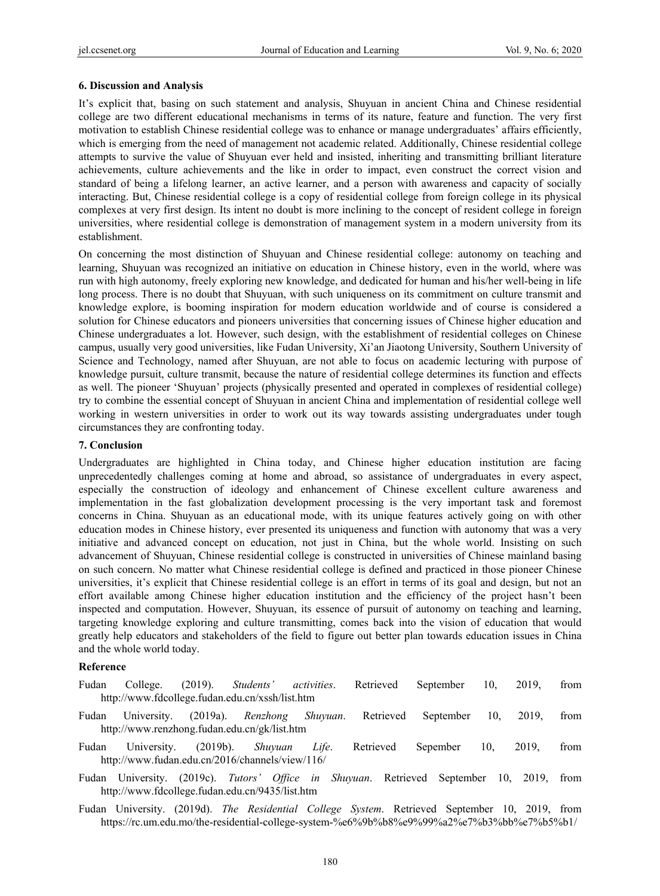## 6. Discussion and Analysis

It's explicit that, basing on such statement and analysis, Shuyuan in ancient China and Chinese residential college are two different educational mechanisms in terms of its nature, feature and function. The very first motivation to establish Chinese residential college was to enhance or manage undergraduates' affairs efficiently, which is emerging from the need of management not academic related. Additionally, Chinese residential college attempts to survive the value of Shuyuan ever held and insisted, inheriting and transmitting brilliant literature achievements, culture achievements and the like in order to impact, even construct the correct vision and standard of being a lifelong learner, an active learner, and a person with awareness and capacity of socially interacting. But, Chinese residential college is a copy of residential college from foreign college in its physical complexes at very first design. Its intent no doubt is more inclining to the concept of resident college in foreign universities, where residential college is demonstration of management system in a modern university from its establishment.

On concerning the most distinction of Shuyuan and Chinese residential college: autonomy on teaching and learning, Shuyuan was recognized an initiative on education in Chinese history, even in the world, where was run with high autonomy, freely exploring new knowledge, and dedicated for human and his/her well-being in life long process. There is no doubt that Shuyuan, with such uniqueness on its commitment on culture transmit and knowledge explore, is booming inspiration for modern education worldwide and of course is considered a solution for Chinese educators and pioneers universities that concerning issues of Chinese higher education and Chinese undergraduates a lot. However, such design, with the establishment of residential colleges on Chinese campus, usually very good universities, like Fudan University, Xi'an Jiaotong University, Southern University of Science and Technology, named after Shuyuan, are not able to focus on academic lecturing with purpose of knowledge pursuit, culture transmit, because the nature of residential college determines its function and effects as well. The pioneer 'Shuyuan' projects (physically presented and operated in complexes of residential college) try to combine the essential concept of Shuyuan in ancient China and implementation of residential college well working in western universities in order to work out its way towards assisting undergraduates under tough circumstances they are confronting today.

## 7. Conclusion

Undergraduates are highlighted in China today, and Chinese higher education institution are facing unprecedentedly challenges coming at home and abroad, so assistance of undergraduates in every aspect, especially the construction of ideology and enhancement of Chinese excellent culture awareness and implementation in the fast globalization development processing is the very important task and foremost concerns in China. Shuyuan as an educational mode, with its unique features actively going on with other education modes in Chinese history, ever presented its uniqueness and function with autonomy that was a very initiative and advanced concept on education, not just in China, but the whole world. Insisting on such advancement of Shuyuan, Chinese residential college is constructed in universities of Chinese mainland basing on such concern. No matter what Chinese residential college is defined and practiced in those pioneer Chinese universities, it's explicit that Chinese residential college is an effort in terms of its goal and design, but not an effort available among Chinese higher education institution and the efficiency of the project hasn't been inspected and computation. However, Shuyuan, its essence of pursuit of autonomy on teaching and learning, targeting knowledge exploring and culture transmitting, comes back into the vision of education that would greatly help educators and stakeholders of the field to figure out better plan towards education issues in China and the whole world today.

## Reference

Fudan College. (2019). *Students' activities*. Retrieved September 10, 2019, from http://www.fdcollege.fudan.edu.cn/xssh/list.htm

Fudan University. (2019a). *Renzhong Shuyuan*. Retrieved September 10, 2019, from http://www.renzhong.fudan.edu.cn/gk/list.htm

Fudan University. (2019b). *Shuyuan Life*. Retrieved Sepember 10, 2019, from http://www.fudan.edu.cn/2016/channels/view/116/

Fudan University. (2019c). *Tutors' Office in Shuyuan*. Retrieved September 10, 2019, from http://www.fdcollege.fudan.edu.cn/9435/list.htm

Fudan University. (2019d). *The Residential College System*. Retrieved September 10, 2019, from https://rc.um.edu.mo/the-residential-college-system-%e6%9b%b8%e9%99%a2%e7%b3%bb%e7%b5%b1/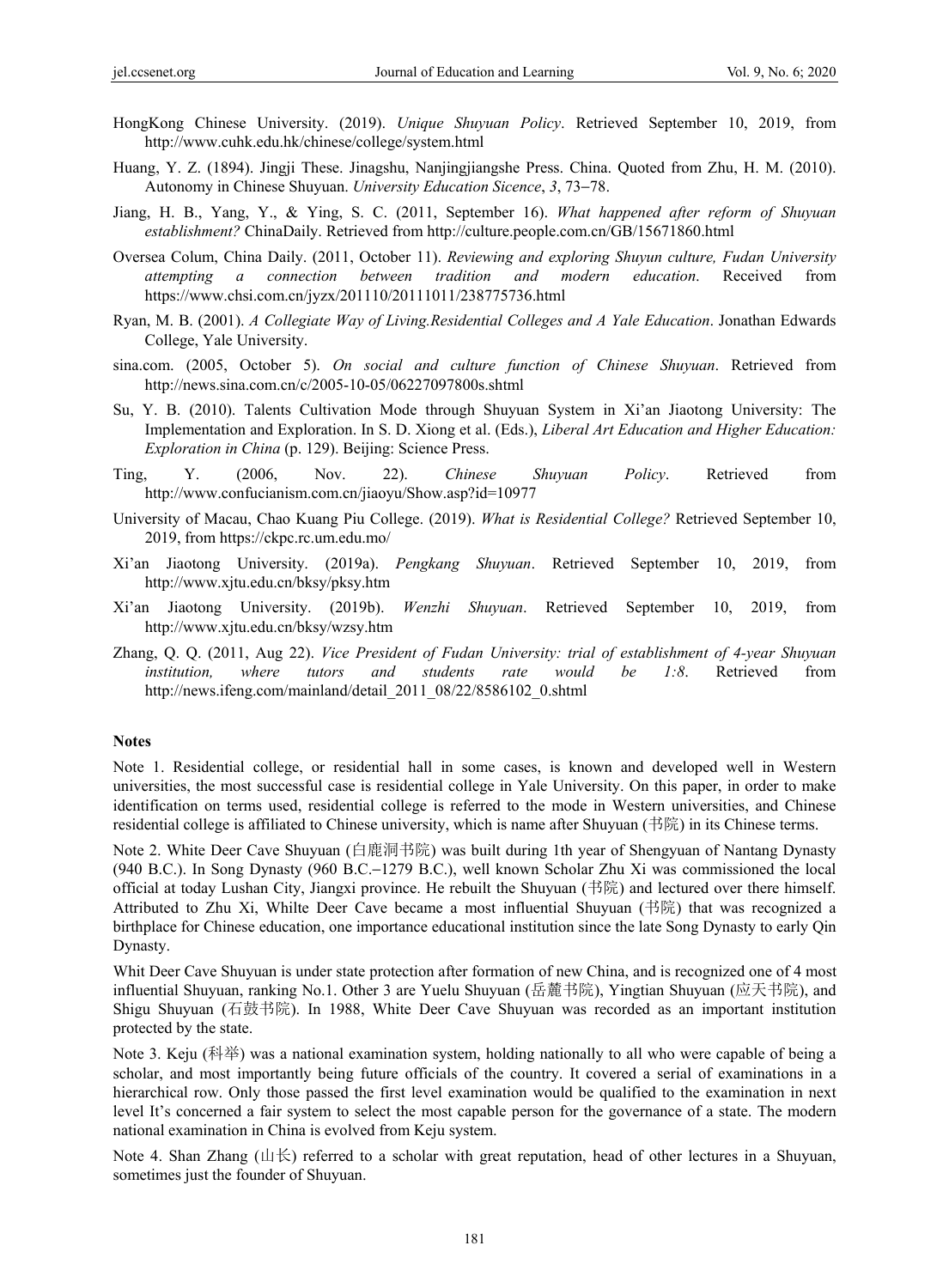HongKong Chinese University. (2019). *Unique Shuyuan Policy*. Retrieved September 10, 2019, from http://www.cuhk.edu.hk/chinese/college/system.html

Huang, Y. Z. (1894). Jingji These. Jinagshu, Nanjingjiangshe Press. China. Quoted from Zhu, H. M. (2010). Autonomy in Chinese Shuyuan. *University Education Sicence*, *3*, 73−78.

Jiang, H. B., Yang, Y., & Ying, S. C. (2011, September 16). *What happened after reform of Shuyuan establishment?* ChinaDaily. Retrieved from http://culture.people.com.cn/GB/15671860.html

Oversea Colum, China Daily. (2011, October 11). *Reviewing and exploring Shuyun culture, Fudan University attempting a connection between tradition and modern education*. Received from https://www.chsi.com.cn/jyzx/201110/20111011/238775736.html

Ryan, M. B. (2001). *A Collegiate Way of Living.Residential Colleges and A Yale Education*. Jonathan Edwards College, Yale University.

sina.com. (2005, October 5). *On social and culture function of Chinese Shuyuan*. Retrieved from http://news.sina.com.cn/c/2005-10-05/06227097800s.shtml

Su, Y. B. (2010). Talents Cultivation Mode through Shuyuan System in Xi'an Jiaotong University: The Implementation and Exploration. In S. D. Xiong et al. (Eds.), *Liberal Art Education and Higher Education: Exploration in China* (p. 129). Beijing: Science Press.

Ting, Y. (2006, Nov. 22). *Chinese Shuyuan Policy*. Retrieved from http://www.confucianism.com.cn/jiaoyu/Show.asp?id=10977

University of Macau, Chao Kuang Piu College. (2019). *What is Residential College?* Retrieved September 10, 2019, from https://ckpc.rc.um.edu.mo/

Xi'an Jiaotong University. (2019a). *Pengkang Shuyuan*. Retrieved September 10, 2019, from http://www.xjtu.edu.cn/bksy/pksy.htm

Xi'an Jiaotong University. (2019b). *Wenzhi Shuyuan*. Retrieved September 10, 2019, from http://www.xjtu.edu.cn/bksy/wzsy.htm

Zhang, Q. Q. (2011, Aug 22). *Vice President of Fudan University: trial of establishment of 4-year Shuyuan institution, where tutors and students rate would be 1:8*. Retrieved from http://news.ifeng.com/mainland/detail_2011_08/22/8586102_0.shtml

## Notes

Note 1. Residential college, or residential hall in some cases, is known and developed well in Western universities, the most successful case is residential college in Yale University. On this paper, in order to make identification on terms used, residential college is referred to the mode in Western universities, and Chinese residential college is affiliated to Chinese university, which is name after Shuyuan (书院) in its Chinese terms.

Note 2. White Deer Cave Shuyuan (白鹿洞书院) was built during 1th year of Shengyuan of Nantang Dynasty (940 B.C.). In Song Dynasty (960 B.C.–1279 B.C.), well known Scholar Zhu Xi was commissioned the local official at today Lushan City, Jiangxi province. He rebuilt the Shuyuan (书院) and lectured over there himself. Attributed to Zhu Xi, Whilte Deer Cave became a most influential Shuyuan (书院) that was recognized a birthplace for Chinese education, one importance educational institution since the late Song Dynasty to early Qin Dynasty.

Whit Deer Cave Shuyuan is under state protection after formation of new China, and is recognized one of 4 most influential Shuyuan, ranking No.1. Other 3 are Yuelu Shuyuan (岳麓书院), Yingtian Shuyuan (应天书院), and Shigu Shuyuan (石鼓书院). In 1988, White Deer Cave Shuyuan was recorded as an important institution protected by the state.

Note 3. Keju (科举) was a national examination system, holding nationally to all who were capable of being a scholar, and most importantly being future officials of the country. It covered a serial of examinations in a hierarchical row. Only those passed the first level examination would be qualified to the examination in next level It's concerned a fair system to select the most capable person for the governance of a state. The modern national examination in China is evolved from Keju system.

Note 4. Shan Zhang (山长) referred to a scholar with great reputation, head of other lectures in a Shuyuan, sometimes just the founder of Shuyuan.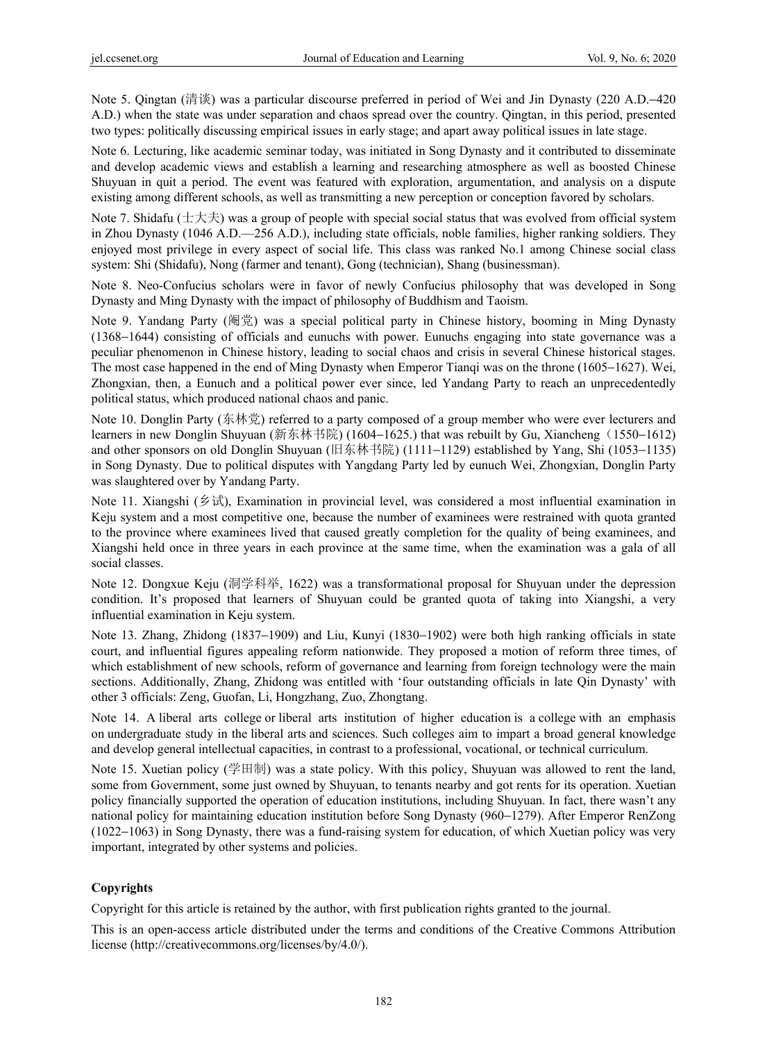Note 5. Qingtan (清谈) was a particular discourse preferred in period of Wei and Jin Dynasty (220 A.D.–420 A.D.) when the state was under separation and chaos spread over the country. Qingtan, in this period, presented two types: politically discussing empirical issues in early stage; and apart away political issues in late stage.

Note 6. Lecturing, like academic seminar today, was initiated in Song Dynasty and it contributed to disseminate and develop academic views and establish a learning and researching atmosphere as well as boosted Chinese Shuyuan in quit a period. The event was featured with exploration, argumentation, and analysis on a dispute existing among different schools, as well as transmitting a new perception or conception favored by scholars.

Note 7. Shidafu (士大夫) was a group of people with special social status that was evolved from official system in Zhou Dynasty (1046 A.D.—256 A.D.), including state officials, noble families, higher ranking soldiers. They enjoyed most privilege in every aspect of social life. This class was ranked No.1 among Chinese social class system: Shi (Shidafu), Nong (farmer and tenant), Gong (technician), Shang (businessman).

Note 8. Neo-Confucius scholars were in favor of newly Confucius philosophy that was developed in Song Dynasty and Ming Dynasty with the impact of philosophy of Buddhism and Taoism.

Note 9. Yandang Party (阉党) was a special political party in Chinese history, booming in Ming Dynasty (1368–1644) consisting of officials and eunuchs with power. Eunuchs engaging into state governance was a peculiar phenomenon in Chinese history, leading to social chaos and crisis in several Chinese historical stages. The most case happened in the end of Ming Dynasty when Emperor Tianqi was on the throne (1605–1627). Wei, Zhongxian, then, a Eunuch and a political power ever since, led Yandang Party to reach an unprecedentedly political status, which produced national chaos and panic.

Note 10. Donglin Party (东林党) referred to a party composed of a group member who were ever lecturers and learners in new Donglin Shuyuan (新东林书院) (1604–1625.) that was rebuilt by Gu, Xiancheng（1550–1612) and other sponsors on old Donglin Shuyuan (旧东林书院) (1111–1129) established by Yang, Shi (1053–1135) in Song Dynasty. Due to political disputes with Yangdang Party led by eunuch Wei, Zhongxian, Donglin Party was slaughtered over by Yandang Party.

Note 11. Xiangshi (乡试), Examination in provincial level, was considered a most influential examination in Keju system and a most competitive one, because the number of examinees were restrained with quota granted to the province where examinees lived that caused greatly completion for the quality of being examinees, and Xiangshi held once in three years in each province at the same time, when the examination was a gala of all social classes.

Note 12. Dongxue Keju (洞学科举, 1622) was a transformational proposal for Shuyuan under the depression condition. It's proposed that learners of Shuyuan could be granted quota of taking into Xiangshi, a very influential examination in Keju system.

Note 13. Zhang, Zhidong (1837–1909) and Liu, Kunyi (1830–1902) were both high ranking officials in state court, and influential figures appealing reform nationwide. They proposed a motion of reform three times, of which establishment of new schools, reform of governance and learning from foreign technology were the main sections. Additionally, Zhang, Zhidong was entitled with 'four outstanding officials in late Qin Dynasty' with other 3 officials: Zeng, Guofan, Li, Hongzhang, Zuo, Zhongtang.

Note 14. A liberal arts college or liberal arts institution of higher education is a college with an emphasis on undergraduate study in the liberal arts and sciences. Such colleges aim to impart a broad general knowledge and develop general intellectual capacities, in contrast to a professional, vocational, or technical curriculum.

Note 15. Xuetian policy (学田制) was a state policy. With this policy, Shuyuan was allowed to rent the land, some from Government, some just owned by Shuyuan, to tenants nearby and got rents for its operation. Xuetian policy financially supported the operation of education institutions, including Shuyuan. In fact, there wasn't any national policy for maintaining education institution before Song Dynasty (960–1279). After Emperor RenZong (1022–1063) in Song Dynasty, there was a fund-raising system for education, of which Xuetian policy was very important, integrated by other systems and policies.

## Copyrights

Copyright for this article is retained by the author, with first publication rights granted to the journal.

This is an open-access article distributed under the terms and conditions of the Creative Commons Attribution license (http://creativecommons.org/licenses/by/4.0/).